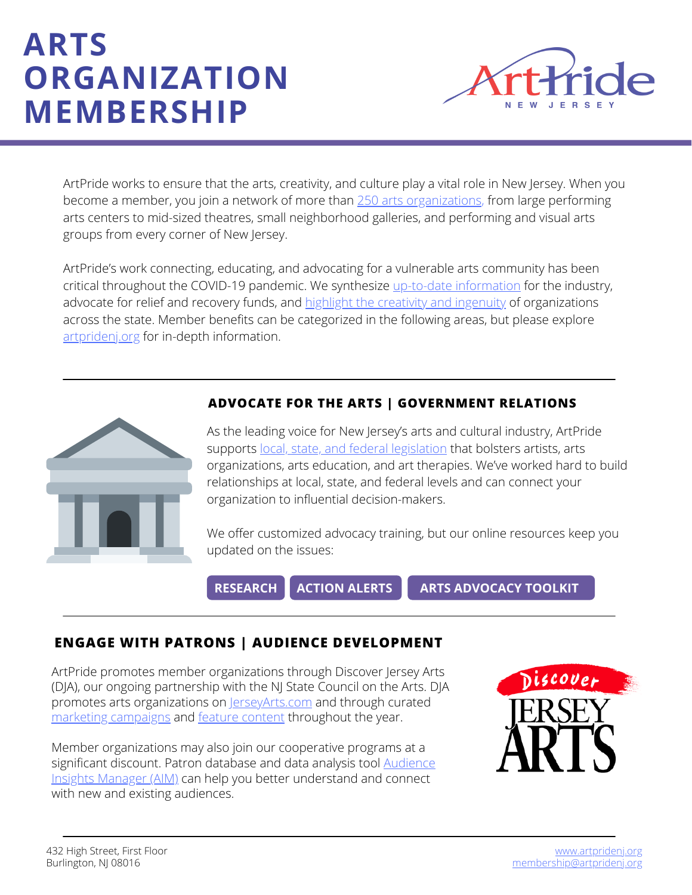# ARTS ORGANIZATION MEMBERSHIP

ArtPride works to ensure that the arts, creativity, and culture play a vital role in New Jersey. When you become a member, you join a network of more than 250 arts organizations, from large performing arts centers to mid-sized theatres, small neighborhood galleries, and performing and visual arts groups from every corner of New Jersey.

ArtPride's work connecting, educating, and advocating for a vulnerable arts community has been critical throughout the COVID-19 pandemic. We synthesize up-to-date information for the industry, advocate for relief and recovery funds, and highlight the creativity and ingenuity of organizations across the state. Member benefits can be categorized in the following areas, but please explore artpridenj.org for in-depth information.

## ADVOCATE FOR THE ARTS | GOVERNMENT RELATIONS

As the leading voice for New Jersey's arts and cultural industry, ArtPride supports local, state, and federal legislation that bolsters artists, arts organizations, arts education, and art therapies. We've worked hard to build relationships at local, state, and federal levels and can connect your organization to influential decision-makers.

We offer customized advocacy training, but our online resources keep you updated on the issues:

**RESEARCH** | **ACTION ALERTS** | **ARTS ADVOCACY TOOLKIT**

## ENGAGE WITH PATRONS | AUDIENCE DEVELOPMENT

ArtPride promotes member organizations through Discover Jersey Arts (DJA), our ongoing partnership with the NJ State Council on the Arts. DJA promotes arts organizations on JerseyArts.com and through curated marketing campaigns and feature content throughout the year.

Member organizations may also join our cooperative programs at a significant discount. Patron database and data analysis tool Audience Insights Manager (AIM) can help you better understand and connect with new and existing audiences.

432 High Street, First Floor
Burlington, NJ 08016

www.artpridenj.org
membership@artpridenj.org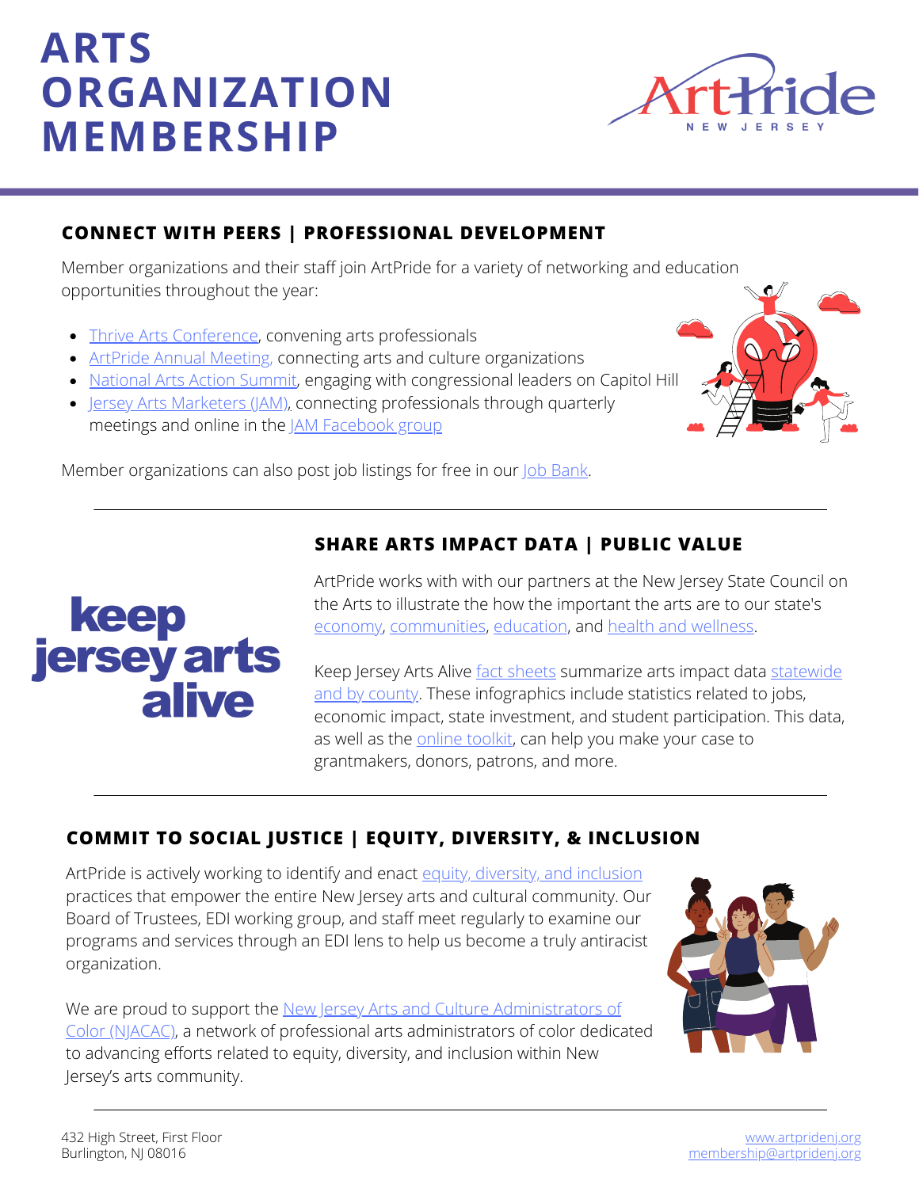# ARTS ORGANIZATION MEMBERSHIP

ArtPride NEW JERSEY

## CONNECT WITH PEERS | PROFESSIONAL DEVELOPMENT

Member organizations and their staff join ArtPride for a variety of networking and education opportunities throughout the year:

- Thrive Arts Conference, convening arts professionals
- ArtPride Annual Meeting, connecting arts and culture organizations
- National Arts Action Summit, engaging with congressional leaders on Capitol Hill
- Jersey Arts Marketers (JAM), connecting professionals through quarterly meetings and online in the JAM Facebook group

Member organizations can also post job listings for free in our Job Bank.

## SHARE ARTS IMPACT DATA | PUBLIC VALUE

keep jersey arts alive

ArtPride works with with our partners at the New Jersey State Council on the Arts to illustrate the how the important the arts are to our state's economy, communities, education, and health and wellness.

Keep Jersey Arts Alive fact sheets summarize arts impact data statewide and by county. These infographics include statistics related to jobs, economic impact, state investment, and student participation. This data, as well as the online toolkit, can help you make your case to grantmakers, donors, patrons, and more.

## COMMIT TO SOCIAL JUSTICE | EQUITY, DIVERSITY, & INCLUSION

ArtPride is actively working to identify and enact equity, diversity, and inclusion practices that empower the entire New Jersey arts and cultural community. Our Board of Trustees, EDI working group, and staff meet regularly to examine our programs and services through an EDI lens to help us become a truly antiracist organization.

We are proud to support the New Jersey Arts and Culture Administrators of Color (NJACAC), a network of professional arts administrators of color dedicated to advancing efforts related to equity, diversity, and inclusion within New Jersey's arts community.

432 High Street, First Floor
Burlington, NJ 08016

www.artpridenj.org
membership@artpridenj.org